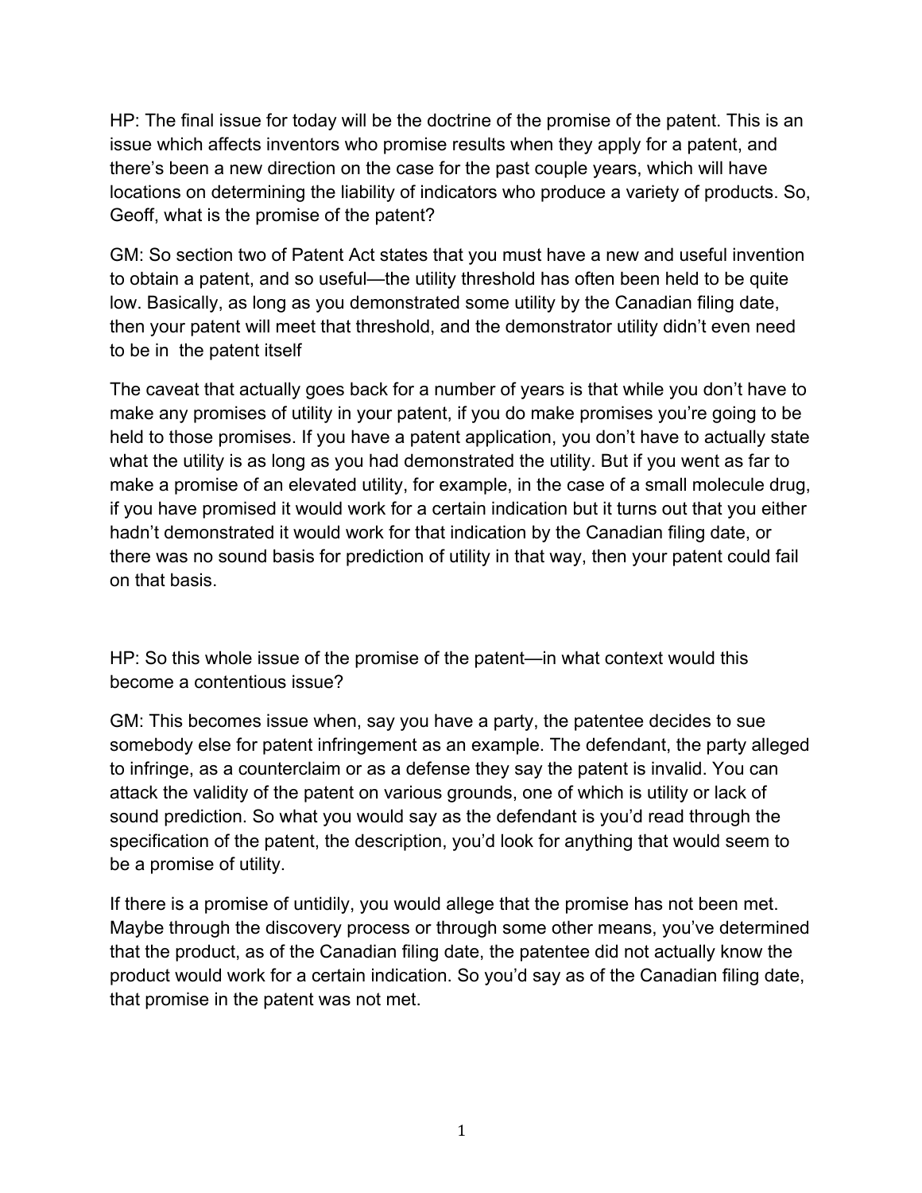HP: The final issue for today will be the doctrine of the promise of the patent. This is an issue which affects inventors who promise results when they apply for a patent, and there's been a new direction on the case for the past couple years, which will have locations on determining the liability of indicators who produce a variety of products. So, Geoff, what is the promise of the patent?

GM: So section two of Patent Act states that you must have a new and useful invention to obtain a patent, and so useful—the utility threshold has often been held to be quite low. Basically, as long as you demonstrated some utility by the Canadian filing date, then your patent will meet that threshold, and the demonstrator utility didn't even need to be in the patent itself

The caveat that actually goes back for a number of years is that while you don't have to make any promises of utility in your patent, if you do make promises you're going to be held to those promises. If you have a patent application, you don't have to actually state what the utility is as long as you had demonstrated the utility. But if you went as far to make a promise of an elevated utility, for example, in the case of a small molecule drug, if you have promised it would work for a certain indication but it turns out that you either hadn't demonstrated it would work for that indication by the Canadian filing date, or there was no sound basis for prediction of utility in that way, then your patent could fail on that basis.

HP: So this whole issue of the promise of the patent—in what context would this become a contentious issue?

GM: This becomes issue when, say you have a party, the patentee decides to sue somebody else for patent infringement as an example. The defendant, the party alleged to infringe, as a counterclaim or as a defense they say the patent is invalid. You can attack the validity of the patent on various grounds, one of which is utility or lack of sound prediction. So what you would say as the defendant is you'd read through the specification of the patent, the description, you'd look for anything that would seem to be a promise of utility.

If there is a promise of untidily, you would allege that the promise has not been met. Maybe through the discovery process or through some other means, you've determined that the product, as of the Canadian filing date, the patentee did not actually know the product would work for a certain indication. So you'd say as of the Canadian filing date, that promise in the patent was not met.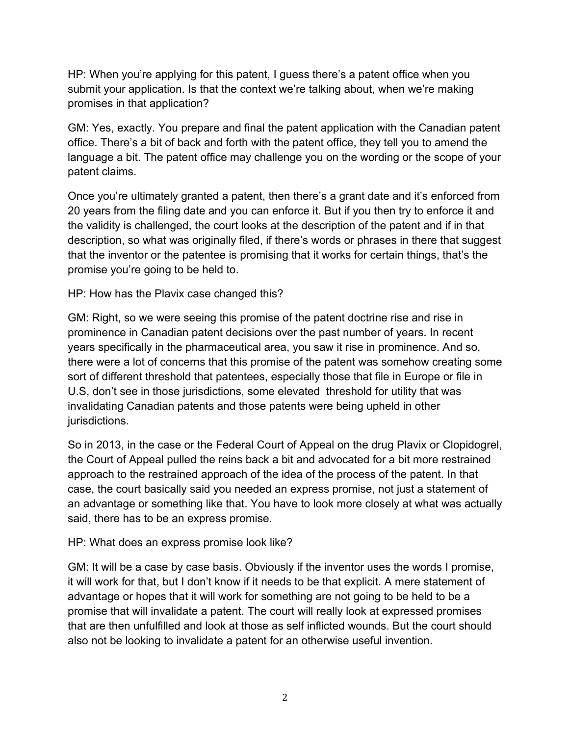HP: When you're applying for this patent, I guess there's a patent office when you submit your application. Is that the context we're talking about, when we're making promises in that application?

GM: Yes, exactly. You prepare and final the patent application with the Canadian patent office. There's a bit of back and forth with the patent office, they tell you to amend the language a bit. The patent office may challenge you on the wording or the scope of your patent claims.

Once you're ultimately granted a patent, then there's a grant date and it's enforced from 20 years from the filing date and you can enforce it. But if you then try to enforce it and the validity is challenged, the court looks at the description of the patent and if in that description, so what was originally filed, if there's words or phrases in there that suggest that the inventor or the patentee is promising that it works for certain things, that's the promise you're going to be held to.

HP: How has the Plavix case changed this?

GM: Right, so we were seeing this promise of the patent doctrine rise and rise in prominence in Canadian patent decisions over the past number of years. In recent years specifically in the pharmaceutical area, you saw it rise in prominence. And so, there were a lot of concerns that this promise of the patent was somehow creating some sort of different threshold that patentees, especially those that file in Europe or file in U.S, don't see in those jurisdictions, some elevated threshold for utility that was invalidating Canadian patents and those patents were being upheld in other jurisdictions.

So in 2013, in the case or the Federal Court of Appeal on the drug Plavix or Clopidogrel, the Court of Appeal pulled the reins back a bit and advocated for a bit more restrained approach to the restrained approach of the idea of the process of the patent. In that case, the court basically said you needed an express promise, not just a statement of an advantage or something like that. You have to look more closely at what was actually said, there has to be an express promise.

HP: What does an express promise look like?

GM: It will be a case by case basis. Obviously if the inventor uses the words I promise, it will work for that, but I don't know if it needs to be that explicit. A mere statement of advantage or hopes that it will work for something are not going to be held to be a promise that will invalidate a patent. The court will really look at expressed promises that are then unfulfilled and look at those as self inflicted wounds. But the court should also not be looking to invalidate a patent for an otherwise useful invention.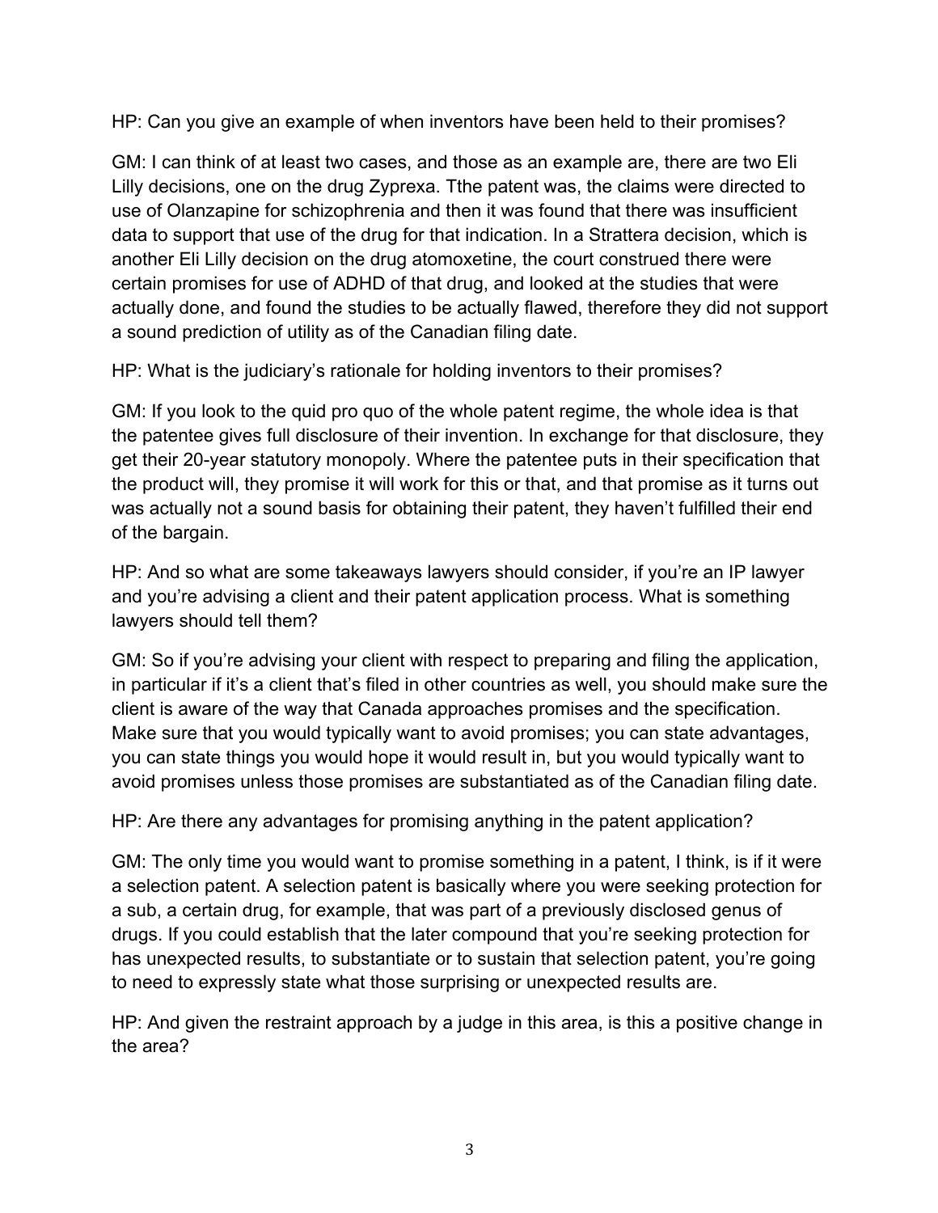HP: Can you give an example of when inventors have been held to their promises?

GM: I can think of at least two cases, and those as an example are, there are two Eli Lilly decisions, one on the drug Zyprexa. Tthe patent was, the claims were directed to use of Olanzapine for schizophrenia and then it was found that there was insufficient data to support that use of the drug for that indication. In a Strattera decision, which is another Eli Lilly decision on the drug atomoxetine, the court construed there were certain promises for use of ADHD of that drug, and looked at the studies that were actually done, and found the studies to be actually flawed, therefore they did not support a sound prediction of utility as of the Canadian filing date.

HP: What is the judiciary's rationale for holding inventors to their promises?

GM: If you look to the quid pro quo of the whole patent regime, the whole idea is that the patentee gives full disclosure of their invention. In exchange for that disclosure, they get their 20-year statutory monopoly. Where the patentee puts in their specification that the product will, they promise it will work for this or that, and that promise as it turns out was actually not a sound basis for obtaining their patent, they haven't fulfilled their end of the bargain.

HP: And so what are some takeaways lawyers should consider, if you're an IP lawyer and you're advising a client and their patent application process. What is something lawyers should tell them?

GM: So if you're advising your client with respect to preparing and filing the application, in particular if it's a client that's filed in other countries as well, you should make sure the client is aware of the way that Canada approaches promises and the specification. Make sure that you would typically want to avoid promises; you can state advantages, you can state things you would hope it would result in, but you would typically want to avoid promises unless those promises are substantiated as of the Canadian filing date.

HP: Are there any advantages for promising anything in the patent application?

GM: The only time you would want to promise something in a patent, I think, is if it were a selection patent. A selection patent is basically where you were seeking protection for a sub, a certain drug, for example, that was part of a previously disclosed genus of drugs. If you could establish that the later compound that you're seeking protection for has unexpected results, to substantiate or to sustain that selection patent, you're going to need to expressly state what those surprising or unexpected results are.

HP: And given the restraint approach by a judge in this area, is this a positive change in the area?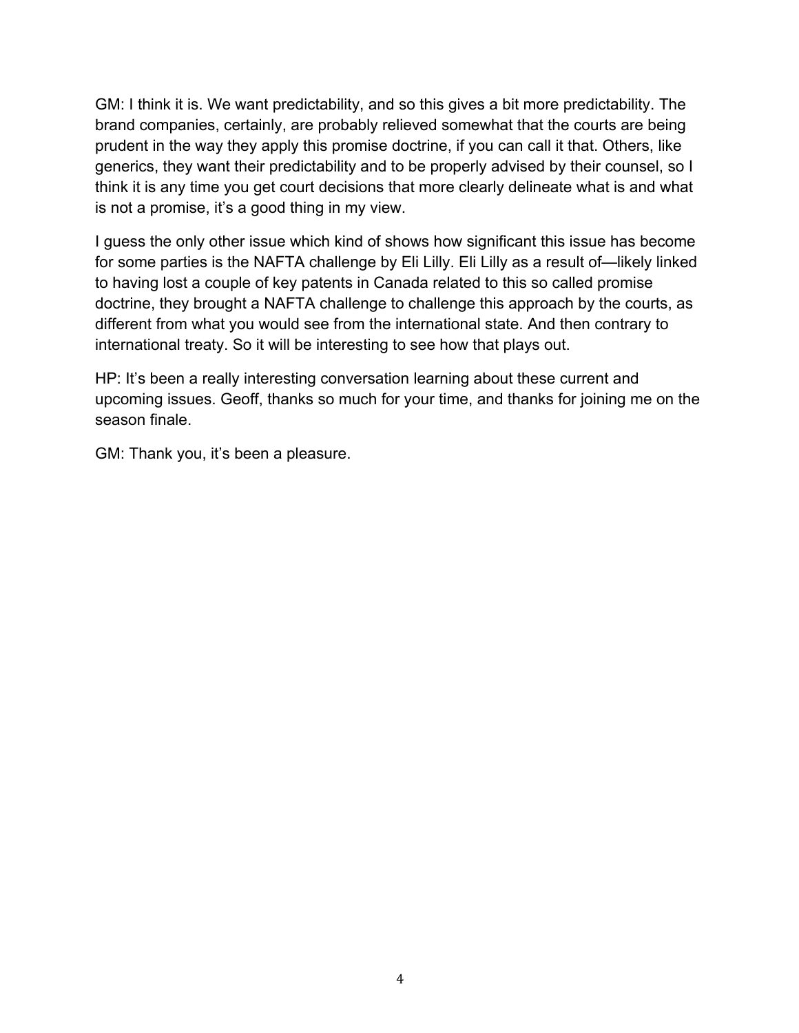GM: I think it is. We want predictability, and so this gives a bit more predictability. The brand companies, certainly, are probably relieved somewhat that the courts are being prudent in the way they apply this promise doctrine, if you can call it that. Others, like generics, they want their predictability and to be properly advised by their counsel, so I think it is any time you get court decisions that more clearly delineate what is and what is not a promise, it's a good thing in my view.

I guess the only other issue which kind of shows how significant this issue has become for some parties is the NAFTA challenge by Eli Lilly. Eli Lilly as a result of—likely linked to having lost a couple of key patents in Canada related to this so called promise doctrine, they brought a NAFTA challenge to challenge this approach by the courts, as different from what you would see from the international state. And then contrary to international treaty. So it will be interesting to see how that plays out.

HP: It's been a really interesting conversation learning about these current and upcoming issues. Geoff, thanks so much for your time, and thanks for joining me on the season finale.

GM: Thank you, it's been a pleasure.